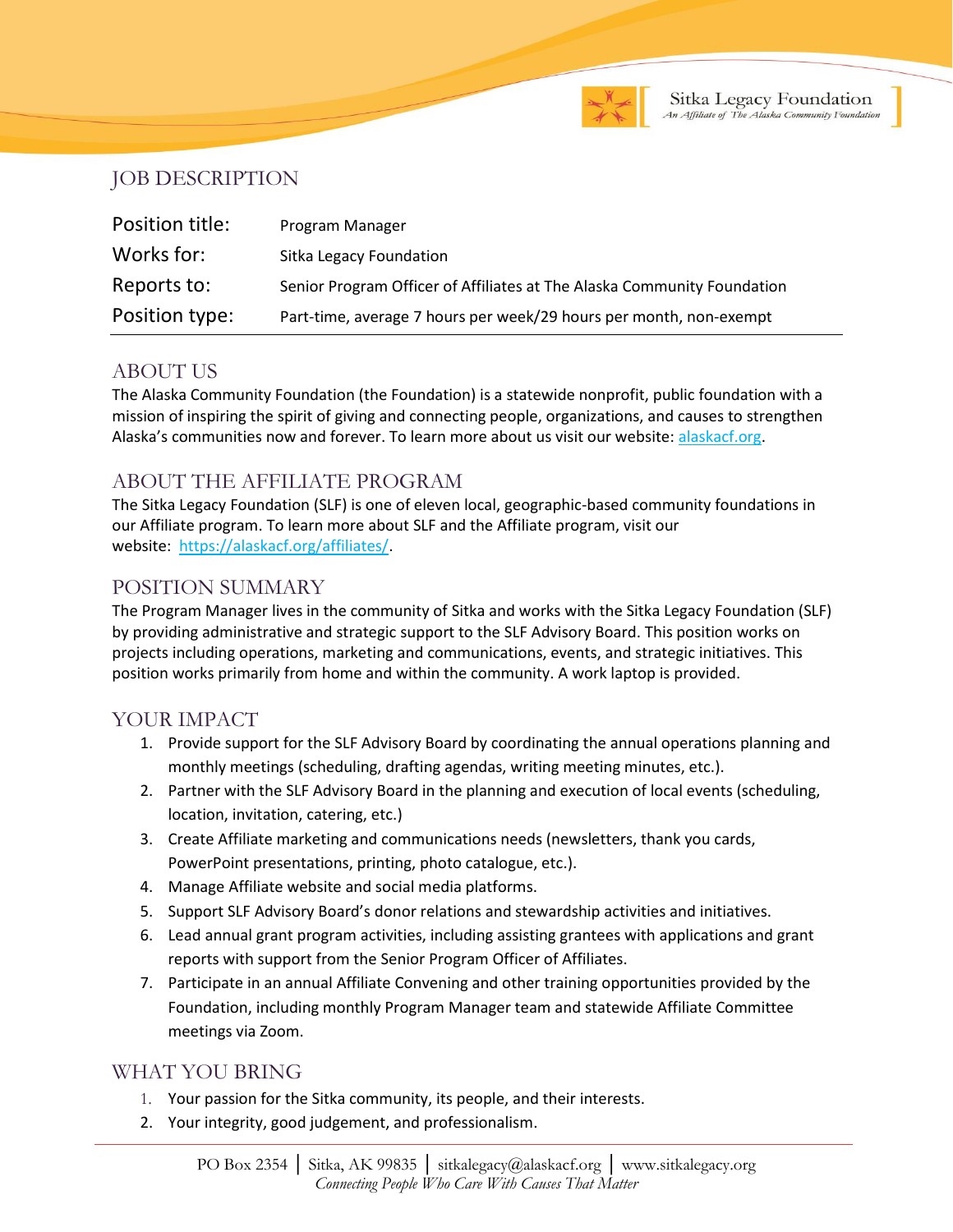# JOB DESCRIPTION

| Position title: | Program Manager |
|---|---|
| Works for: | Sitka Legacy Foundation |
| Reports to: | Senior Program Officer of Affiliates at The Alaska Community Foundation |
| Position type: | Part-time, average 7 hours per week/29 hours per month, non-exempt |

## ABOUT US

The Alaska Community Foundation (the Foundation) is a statewide nonprofit, public foundation with a mission of inspiring the spirit of giving and connecting people, organizations, and causes to strengthen Alaska's communities now and forever. To learn more about us visit our website: alaskacf.org.

## ABOUT THE AFFILIATE PROGRAM

The Sitka Legacy Foundation (SLF) is one of eleven local, geographic-based community foundations in our Affiliate program. To learn more about SLF and the Affiliate program, visit our website: https://alaskacf.org/affiliates/.

## POSITION SUMMARY

The Program Manager lives in the community of Sitka and works with the Sitka Legacy Foundation (SLF) by providing administrative and strategic support to the SLF Advisory Board. This position works on projects including operations, marketing and communications, events, and strategic initiatives. This position works primarily from home and within the community. A work laptop is provided.

## YOUR IMPACT

1. Provide support for the SLF Advisory Board by coordinating the annual operations planning and monthly meetings (scheduling, drafting agendas, writing meeting minutes, etc.).
2. Partner with the SLF Advisory Board in the planning and execution of local events (scheduling, location, invitation, catering, etc.)
3. Create Affiliate marketing and communications needs (newsletters, thank you cards, PowerPoint presentations, printing, photo catalogue, etc.).
4. Manage Affiliate website and social media platforms.
5. Support SLF Advisory Board's donor relations and stewardship activities and initiatives.
6. Lead annual grant program activities, including assisting grantees with applications and grant reports with support from the Senior Program Officer of Affiliates.
7. Participate in an annual Affiliate Convening and other training opportunities provided by the Foundation, including monthly Program Manager team and statewide Affiliate Committee meetings via Zoom.

## WHAT YOU BRING

1. Your passion for the Sitka community, its people, and their interests.
2. Your integrity, good judgement, and professionalism.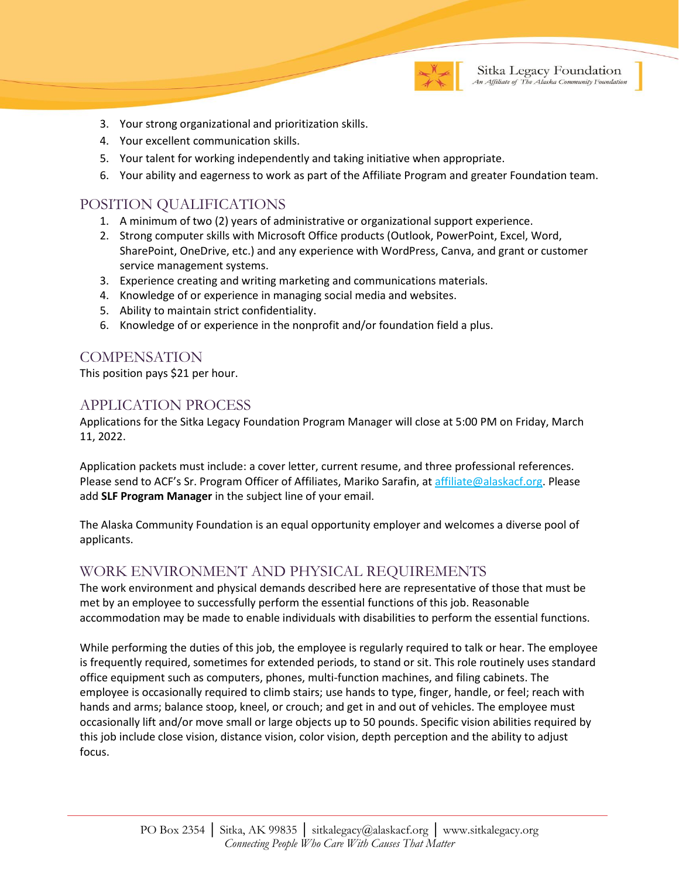3. Your strong organizational and prioritization skills.
4. Your excellent communication skills.
5. Your talent for working independently and taking initiative when appropriate.
6. Your ability and eagerness to work as part of the Affiliate Program and greater Foundation team.

## POSITION QUALIFICATIONS

1. A minimum of two (2) years of administrative or organizational support experience.
2. Strong computer skills with Microsoft Office products (Outlook, PowerPoint, Excel, Word, SharePoint, OneDrive, etc.) and any experience with WordPress, Canva, and grant or customer service management systems.
3. Experience creating and writing marketing and communications materials.
4. Knowledge of or experience in managing social media and websites.
5. Ability to maintain strict confidentiality.
6. Knowledge of or experience in the nonprofit and/or foundation field a plus.

## COMPENSATION

This position pays $21 per hour.

## APPLICATION PROCESS

Applications for the Sitka Legacy Foundation Program Manager will close at 5:00 PM on Friday, March 11, 2022.

Application packets must include: a cover letter, current resume, and three professional references. Please send to ACF's Sr. Program Officer of Affiliates, Mariko Sarafin, at affiliate@alaskacf.org. Please add **SLF Program Manager** in the subject line of your email.

The Alaska Community Foundation is an equal opportunity employer and welcomes a diverse pool of applicants.

## WORK ENVIRONMENT AND PHYSICAL REQUIREMENTS

The work environment and physical demands described here are representative of those that must be met by an employee to successfully perform the essential functions of this job. Reasonable accommodation may be made to enable individuals with disabilities to perform the essential functions.

While performing the duties of this job, the employee is regularly required to talk or hear. The employee is frequently required, sometimes for extended periods, to stand or sit. This role routinely uses standard office equipment such as computers, phones, multi-function machines, and filing cabinets. The employee is occasionally required to climb stairs; use hands to type, finger, handle, or feel; reach with hands and arms; balance stoop, kneel, or crouch; and get in and out of vehicles. The employee must occasionally lift and/or move small or large objects up to 50 pounds. Specific vision abilities required by this job include close vision, distance vision, color vision, depth perception and the ability to adjust focus.